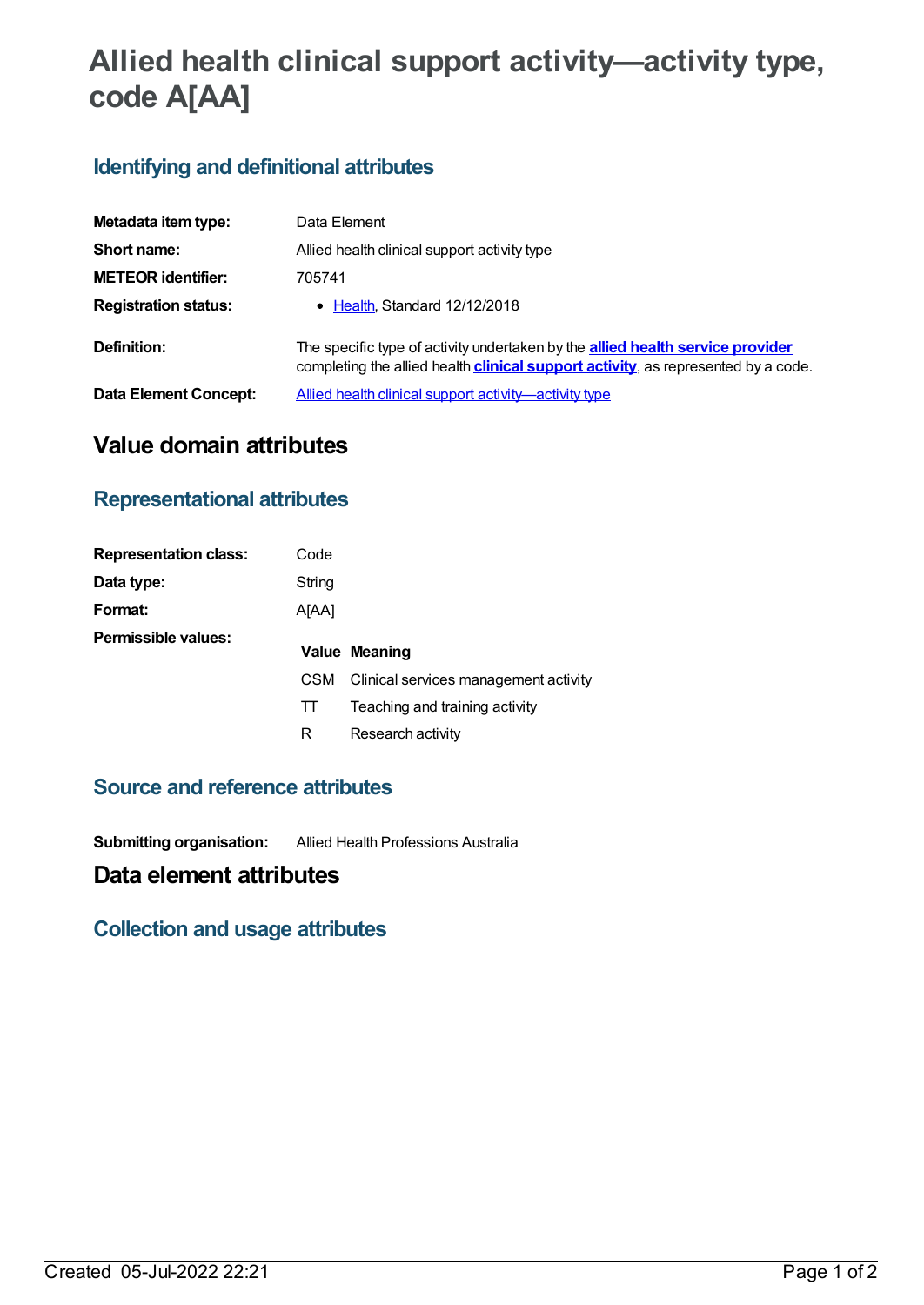# Allied health clinical support activity—activity type, code A[AA]

## Identifying and definitional attributes

| | |
|---|---|
| **Metadata item type:** | Data Element |
| **Short name:** | Allied health clinical support activity type |
| **METEOR identifier:** | 705741 |
| **Registration status:** | • Health, Standard 12/12/2018 |
| **Definition:** | The specific type of activity undertaken by the **allied health service provider** completing the allied health **clinical support activity**, as represented by a code. |
| **Data Element Concept:** | Allied health clinical support activity—activity type |

# Value domain attributes

## Representational attributes

| | |
|---|---|
| **Representation class:** | Code |
| **Data type:** | String |
| **Format:** | A[AA] |
| **Permissible values:** | |

| Value | Meaning |
|---|---|
| CSM | Clinical services management activity |
| TT | Teaching and training activity |
| R | Research activity |

## Source and reference attributes

| | |
|---|---|
| **Submitting organisation:** | Allied Health Professions Australia |

# Data element attributes

## Collection and usage attributes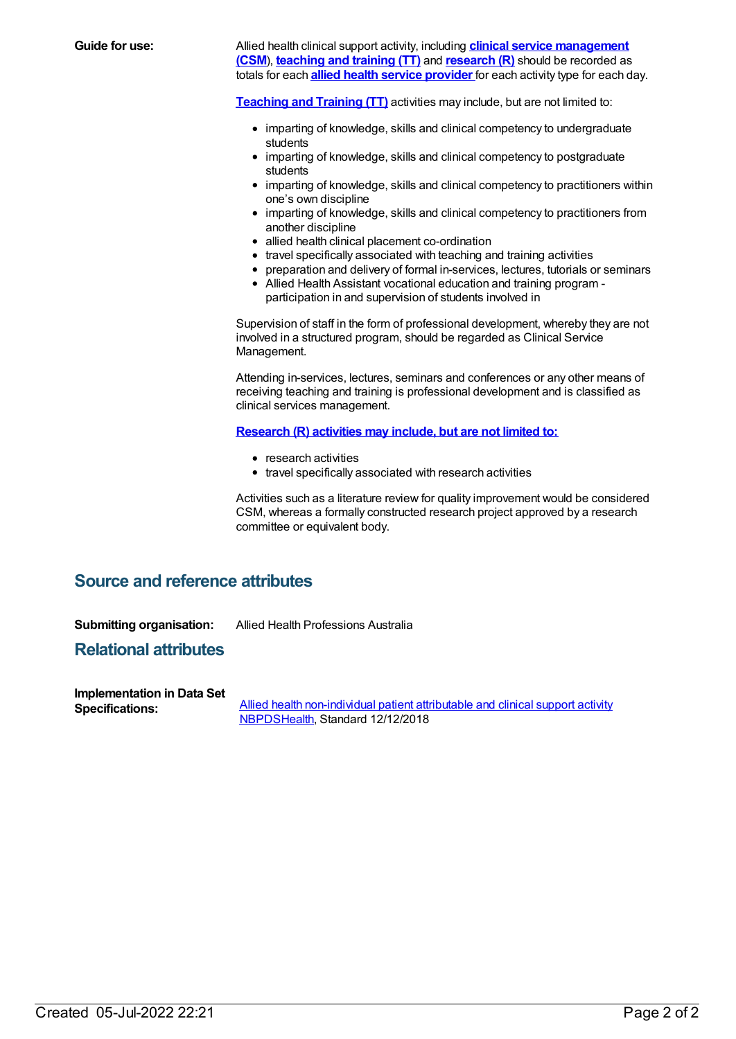**Guide for use:**

Allied health clinical support activity, including **clinical service management (CSM)**, **teaching and training (TT)** and **research (R)** should be recorded as totals for each **allied health service provider** for each activity type for each day.

**Teaching and Training (TT)** activities may include, but are not limited to:

- imparting of knowledge, skills and clinical competency to undergraduate students
- imparting of knowledge, skills and clinical competency to postgraduate students
- imparting of knowledge, skills and clinical competency to practitioners within one's own discipline
- imparting of knowledge, skills and clinical competency to practitioners from another discipline
- allied health clinical placement co-ordination
- travel specifically associated with teaching and training activities
- preparation and delivery of formal in-services, lectures, tutorials or seminars
- Allied Health Assistant vocational education and training program - participation in and supervision of students involved in

Supervision of staff in the form of professional development, whereby they are not involved in a structured program, should be regarded as Clinical Service Management.

Attending in-services, lectures, seminars and conferences or any other means of receiving teaching and training is professional development and is classified as clinical services management.

**Research (R) activities may include, but are not limited to:**

- research activities
- travel specifically associated with research activities

Activities such as a literature review for quality improvement would be considered CSM, whereas a formally constructed research project approved by a research committee or equivalent body.

## Source and reference attributes

**Submitting organisation:** Allied Health Professions Australia

## Relational attributes

**Implementation in Data Set Specifications:** Allied health non-individual patient attributable and clinical support activity NBPDSHealth, Standard 12/12/2018